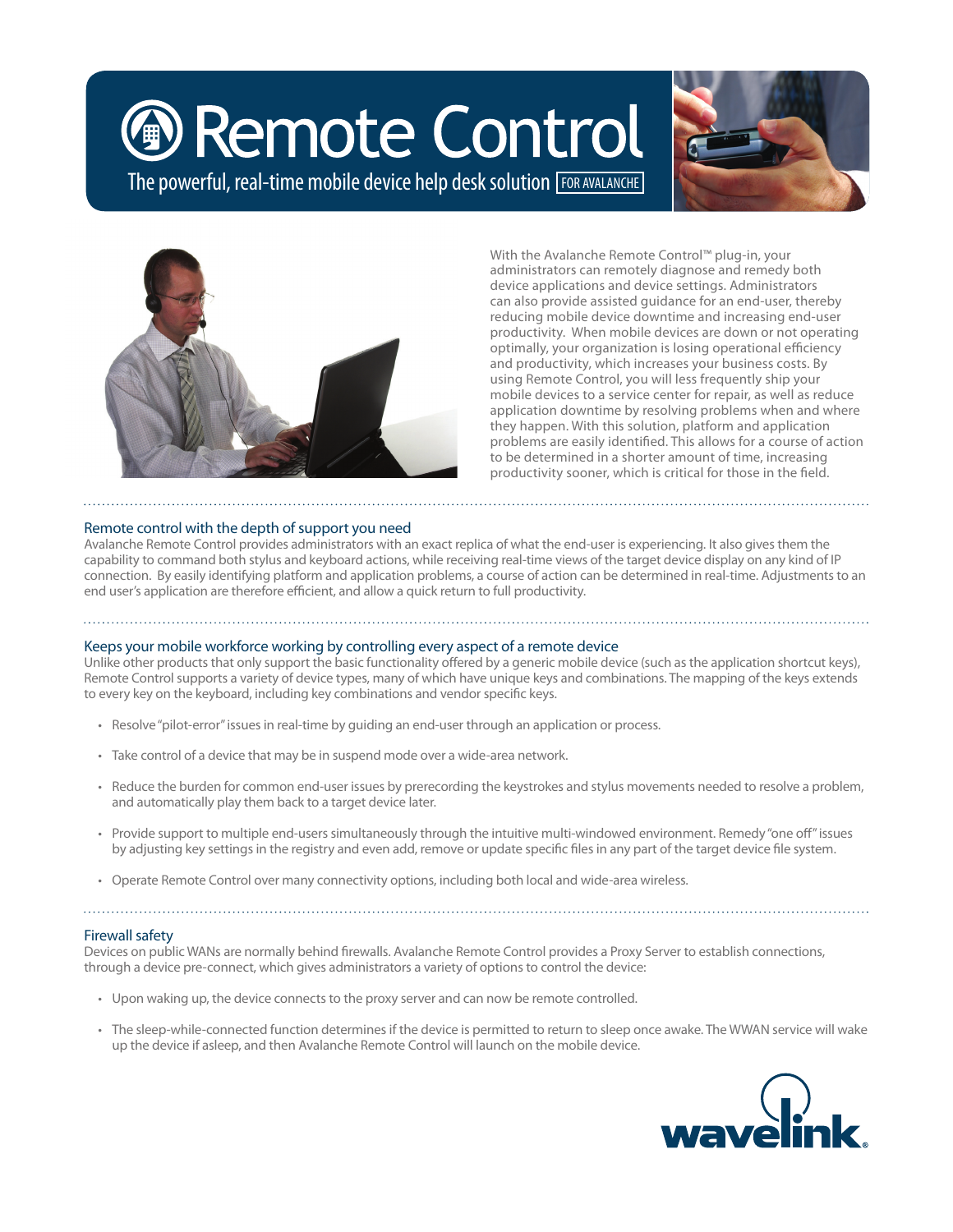# Remote Control

The powerful, real-time mobile device help desk solution FOR AVALANCHE

With the Avalanche Remote Control™ plug-in, your administrators can remotely diagnose and remedy both device applications and device settings. Administrators can also provide assisted guidance for an end-user, thereby reducing mobile device downtime and increasing end-user productivity. When mobile devices are down or not operating optimally, your organization is losing operational efficiency and productivity, which increases your business costs. By using Remote Control, you will less frequently ship your mobile devices to a service center for repair, as well as reduce application downtime by resolving problems when and where they happen. With this solution, platform and application problems are easily identified. This allows for a course of action to be determined in a shorter amount of time, increasing productivity sooner, which is critical for those in the field.

## Remote control with the depth of support you need

Avalanche Remote Control provides administrators with an exact replica of what the end-user is experiencing. It also gives them the capability to command both stylus and keyboard actions, while receiving real-time views of the target device display on any kind of IP connection. By easily identifying platform and application problems, a course of action can be determined in real-time. Adjustments to an end user's application are therefore efficient, and allow a quick return to full productivity.

## Keeps your mobile workforce working by controlling every aspect of a remote device

Unlike other products that only support the basic functionality offered by a generic mobile device (such as the application shortcut keys), Remote Control supports a variety of device types, many of which have unique keys and combinations. The mapping of the keys extends to every key on the keyboard, including key combinations and vendor specific keys.

- Resolve "pilot-error" issues in real-time by guiding an end-user through an application or process.
- Take control of a device that may be in suspend mode over a wide-area network.
- Reduce the burden for common end-user issues by prerecording the keystrokes and stylus movements needed to resolve a problem, and automatically play them back to a target device later.
- Provide support to multiple end-users simultaneously through the intuitive multi-windowed environment. Remedy "one off" issues by adjusting key settings in the registry and even add, remove or update specific files in any part of the target device file system.
- Operate Remote Control over many connectivity options, including both local and wide-area wireless.

## Firewall safety

Devices on public WANs are normally behind firewalls. Avalanche Remote Control provides a Proxy Server to establish connections, through a device pre-connect, which gives administrators a variety of options to control the device:

- Upon waking up, the device connects to the proxy server and can now be remote controlled.
- The sleep-while-connected function determines if the device is permitted to return to sleep once awake. The WWAN service will wake up the device if asleep, and then Avalanche Remote Control will launch on the mobile device.

wavelink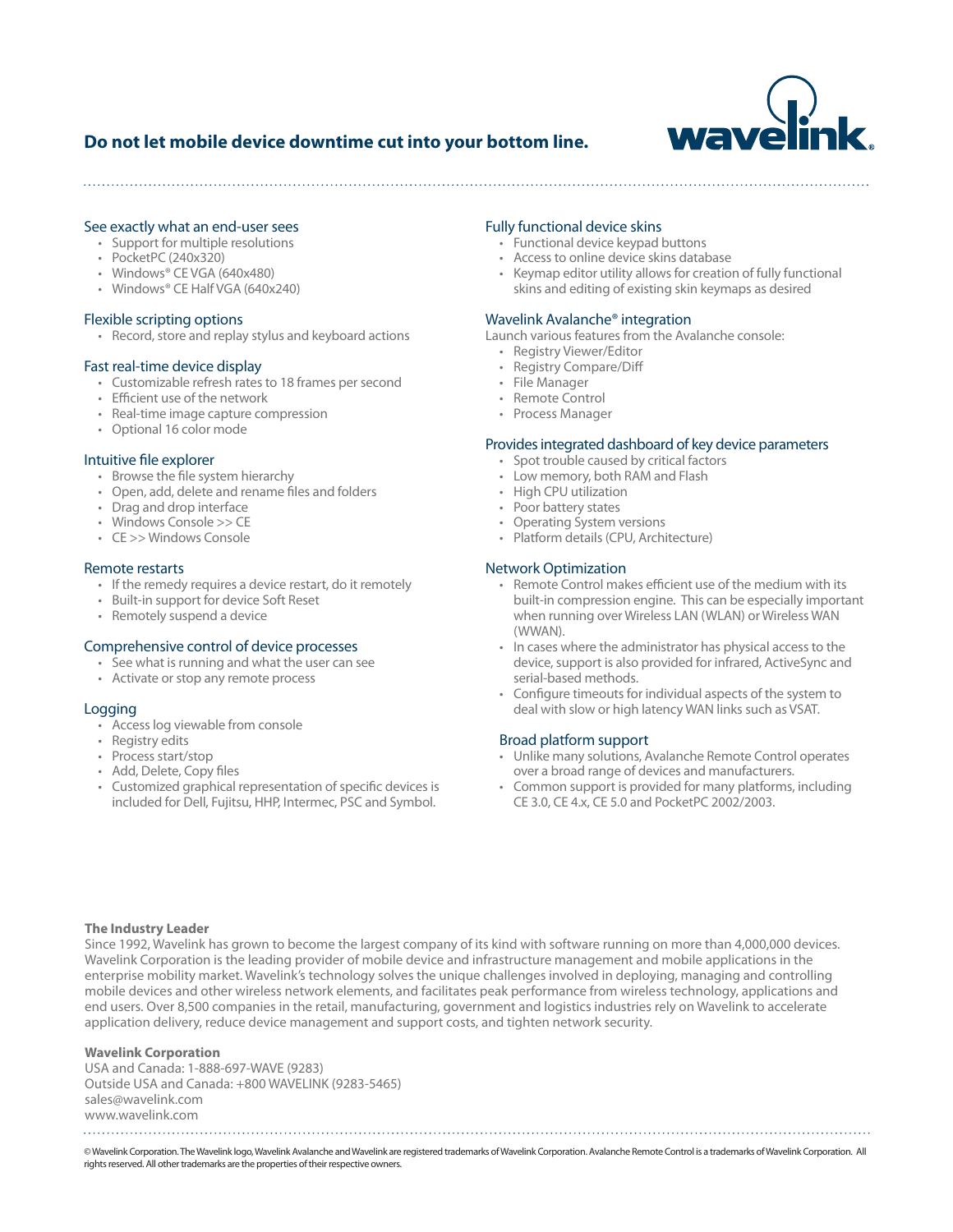## Do not let mobile device downtime cut into your bottom line.

### See exactly what an end-user sees

- Support for multiple resolutions
- PocketPC (240x320)
- Windows® CE VGA (640x480)
- Windows® CE Half VGA (640x240)

### Flexible scripting options

- Record, store and replay stylus and keyboard actions

### Fast real-time device display

- Customizable refresh rates to 18 frames per second
- Efficient use of the network
- Real-time image capture compression
- Optional 16 color mode

### Intuitive file explorer

- Browse the file system hierarchy
- Open, add, delete and rename files and folders
- Drag and drop interface
- Windows Console >> CE
- CE >> Windows Console

### Remote restarts

- If the remedy requires a device restart, do it remotely
- Built-in support for device Soft Reset
- Remotely suspend a device

### Comprehensive control of device processes

- See what is running and what the user can see
- Activate or stop any remote process

### Logging

- Access log viewable from console
- Registry edits
- Process start/stop
- Add, Delete, Copy files
- Customized graphical representation of specific devices is included for Dell, Fujitsu, HHP, Intermec, PSC and Symbol.

### Fully functional device skins

- Functional device keypad buttons
- Access to online device skins database
- Keymap editor utility allows for creation of fully functional skins and editing of existing skin keymaps as desired

### Wavelink Avalanche® integration

Launch various features from the Avalanche console:

- Registry Viewer/Editor
- Registry Compare/Diff
- File Manager
- Remote Control
- Process Manager

### Provides integrated dashboard of key device parameters

- Spot trouble caused by critical factors
- Low memory, both RAM and Flash
- High CPU utilization
- Poor battery states
- Operating System versions
- Platform details (CPU, Architecture)

### Network Optimization

- Remote Control makes efficient use of the medium with its built-in compression engine. This can be especially important when running over Wireless LAN (WLAN) or Wireless WAN (WWAN).
- In cases where the administrator has physical access to the device, support is also provided for infrared, ActiveSync and serial-based methods.
- Configure timeouts for individual aspects of the system to deal with slow or high latency WAN links such as VSAT.

### Broad platform support

- Unlike many solutions, Avalanche Remote Control operates over a broad range of devices and manufacturers.
- Common support is provided for many platforms, including CE 3.0, CE 4.x, CE 5.0 and PocketPC 2002/2003.

**The Industry Leader**

Since 1992, Wavelink has grown to become the largest company of its kind with software running on more than 4,000,000 devices. Wavelink Corporation is the leading provider of mobile device and infrastructure management and mobile applications in the enterprise mobility market. Wavelink's technology solves the unique challenges involved in deploying, managing and controlling mobile devices and other wireless network elements, and facilitates peak performance from wireless technology, applications and end users. Over 8,500 companies in the retail, manufacturing, government and logistics industries rely on Wavelink to accelerate application delivery, reduce device management and support costs, and tighten network security.

**Wavelink Corporation**

USA and Canada: 1-888-697-WAVE (9283)
Outside USA and Canada: +800 WAVELINK (9283-5465)
sales@wavelink.com
www.wavelink.com

© Wavelink Corporation. The Wavelink logo, Wavelink Avalanche and Wavelink are registered trademarks of Wavelink Corporation. Avalanche Remote Control is a trademarks of Wavelink Corporation. All rights reserved. All other trademarks are the properties of their respective owners.